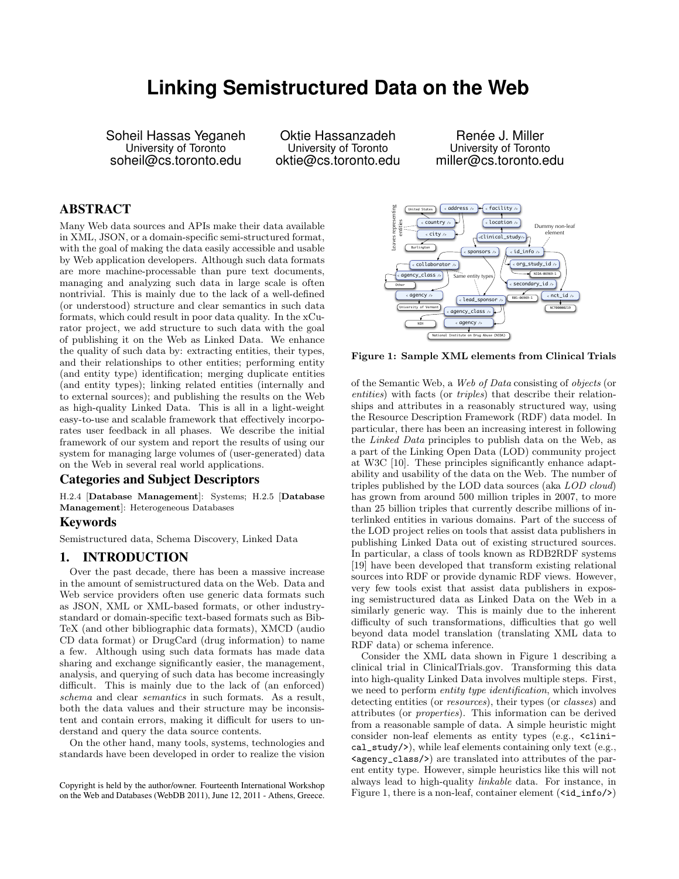# Linking Semistructured Data on the Web

Soheil Hassas Yeganeh
University of Toronto
soheil@cs.toronto.edu

Oktie Hassanzadeh
University of Toronto
oktie@cs.toronto.edu

Renée J. Miller
University of Toronto
miller@cs.toronto.edu

## ABSTRACT

Many Web data sources and APIs make their data available in XML, JSON, or a domain-specific semi-structured format, with the goal of making the data easily accessible and usable by Web application developers. Although such data formats are more machine-processable than pure text documents, managing and analyzing such data in large scale is often nontrivial. This is mainly due to the lack of a well-defined (or understood) structure and clear semantics in such data formats, which could result in poor data quality. In the xCurator project, we add structure to such data with the goal of publishing it on the Web as Linked Data. We enhance the quality of such data by: extracting entities, their types, and their relationships to other entities; performing entity (and entity type) identification; merging duplicate entities (and entity types); linking related entities (internally and to external sources); and publishing the results on the Web as high-quality Linked Data. This is all in a light-weight easy-to-use and scalable framework that effectively incorporates user feedback in all phases. We describe the initial framework of our system and report the results of using our system for managing large volumes of (user-generated) data on the Web in several real world applications.

## Categories and Subject Descriptors

H.2.4 [**Database Management**]: Systems; H.2.5 [**Database Management**]: Heterogeneous Databases

## Keywords

Semistructured data, Schema Discovery, Linked Data

## 1. INTRODUCTION

Over the past decade, there has been a massive increase in the amount of semistructured data on the Web. Data and Web service providers often use generic data formats such as JSON, XML or XML-based formats, or other industry-standard or domain-specific text-based formats such as BibTeX (and other bibliographic data formats), XMCD (audio CD data format) or DrugCard (drug information) to name a few. Although using such data formats has made data sharing and exchange significantly easier, the management, analysis, and querying of such data has become increasingly difficult. This is mainly due to the lack of (an enforced) *schema* and clear *semantics* in such formats. As a result, both the data values and their structure may be inconsistent and contain errors, making it difficult for users to understand and query the data source contents.

On the other hand, many tools, systems, technologies and standards have been developed in order to realize the vision of the Semantic Web, a *Web of Data* consisting of *objects* (or *entities*) with facts (or *triples*) that describe their relationships and attributes in a reasonably structured way, using the Resource Description Framework (RDF) data model. In particular, there has been an increasing interest in following the *Linked Data* principles to publish data on the Web, as a part of the Linking Open Data (LOD) community project at W3C [10]. These principles significantly enhance adaptability and usability of the data on the Web. The number of triples published by the LOD data sources (aka *LOD cloud*) has grown from around 500 million triples in 2007, to more than 25 billion triples that currently describe millions of interlinked entities in various domains. Part of the success of the LOD project relies on tools that assist data publishers in publishing Linked Data out of existing structured sources. In particular, a class of tools known as RDB2RDF systems [19] have been developed that transform existing relational sources into RDF or provide dynamic RDF views. However, very few tools exist that assist data publishers in exposing semistructured data as Linked Data on the Web in a similarly generic way. This is mainly due to the inherent difficulty of such transformations, difficulties that go well beyond data model translation (translating XML data to RDF data) or schema inference.

**Figure 1: Sample XML elements from Clinical Trials**

Consider the XML data shown in Figure 1 describing a clinical trial in ClinicalTrials.gov. Transforming this data into high-quality Linked Data involves multiple steps. First, we need to perform *entity type identification*, which involves detecting entities (or *resources*), their types (or *classes*) and attributes (or *properties*). This information can be derived from a reasonable sample of data. A simple heuristic might consider non-leaf elements as entity types (e.g., `<clinical_study/>`), while leaf elements containing only text (e.g., `<agency_class/>`) are translated into attributes of the parent entity type. However, simple heuristics like this will not always lead to high-quality *linkable* data. For instance, in Figure 1, there is a non-leaf, container element (`<id_info/>`)

Copyright is held by the author/owner. Fourteenth International Workshop on the Web and Databases (WebDB 2011), June 12, 2011 - Athens, Greece.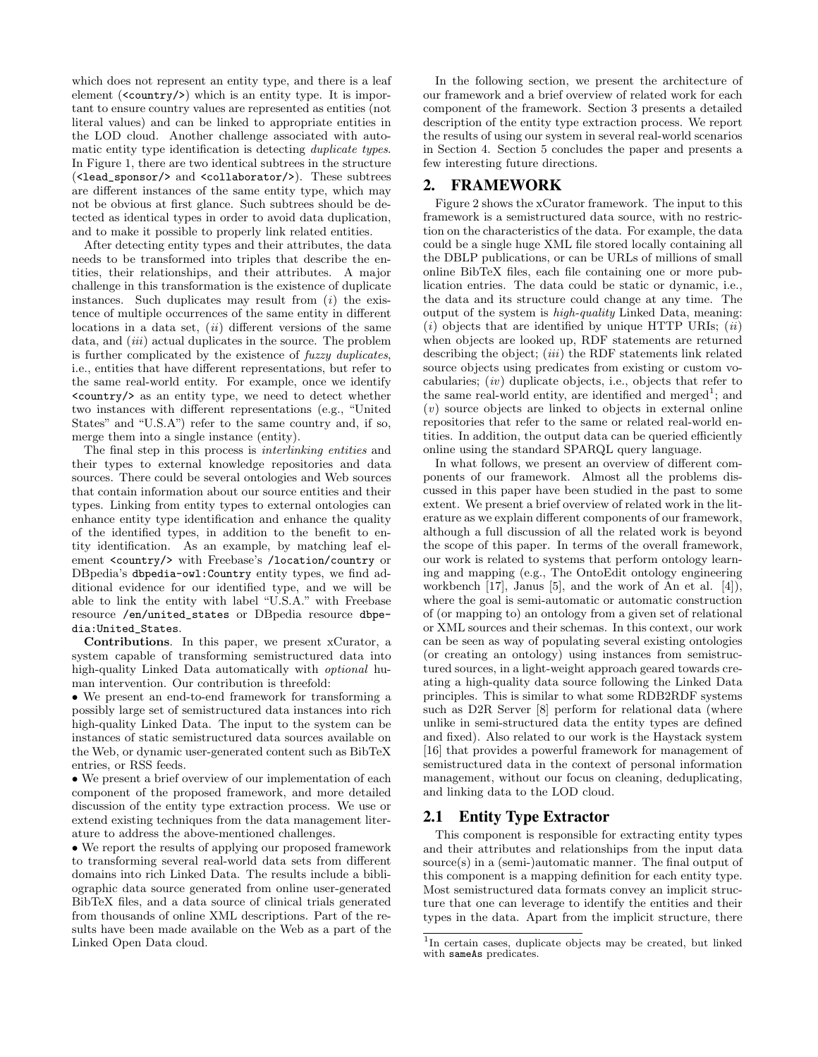which does not represent an entity type, and there is a leaf element (`<country/>`) which is an entity type. It is important to ensure country values are represented as entities (not literal values) and can be linked to appropriate entities in the LOD cloud. Another challenge associated with automatic entity type identification is detecting *duplicate types*. In Figure 1, there are two identical subtrees in the structure (`<lead_sponsor/>` and `<collaborator/>`). These subtrees are different instances of the same entity type, which may not be obvious at first glance. Such subtrees should be detected as identical types in order to avoid data duplication, and to make it possible to properly link related entities.

After detecting entity types and their attributes, the data needs to be transformed into triples that describe the entities, their relationships, and their attributes. A major challenge in this transformation is the existence of duplicate instances. Such duplicates may result from (*i*) the existence of multiple occurrences of the same entity in different locations in a data set, (*ii*) different versions of the same data, and (*iii*) actual duplicates in the source. The problem is further complicated by the existence of *fuzzy duplicates*, i.e., entities that have different representations, but refer to the same real-world entity. For example, once we identify `<country/>` as an entity type, we need to detect whether two instances with different representations (e.g., "United States" and "U.S.A") refer to the same country and, if so, merge them into a single instance (entity).

The final step in this process is *interlinking entities* and their types to external knowledge repositories and data sources. There could be several ontologies and Web sources that contain information about our source entities and their types. Linking from entity types to external ontologies can enhance entity type identification and enhance the quality of the identified types, in addition to the benefit to entity identification. As an example, by matching leaf element `<country/>` with Freebase's `/location/country` or DBpedia's `dbpedia-owl:Country` entity types, we find additional evidence for our identified type, and we will be able to link the entity with label "U.S.A." with Freebase resource `/en/united_states` or DBpedia resource `dbpedia:United_States`.

**Contributions**. In this paper, we present xCurator, a system capable of transforming semistructured data into high-quality Linked Data automatically with *optional* human intervention. Our contribution is threefold:

- We present an end-to-end framework for transforming a possibly large set of semistructured data instances into rich high-quality Linked Data. The input to the system can be instances of static semistructured data sources available on the Web, or dynamic user-generated content such as BibTeX entries, or RSS feeds.
- We present a brief overview of our implementation of each component of the proposed framework, and more detailed discussion of the entity type extraction process. We use or extend existing techniques from the data management literature to address the above-mentioned challenges.
- We report the results of applying our proposed framework to transforming several real-world data sets from different domains into rich Linked Data. The results include a bibliographic data source generated from online user-generated BibTeX files, and a data source of clinical trials generated from thousands of online XML descriptions. Part of the results have been made available on the Web as a part of the Linked Open Data cloud.

In the following section, we present the architecture of our framework and a brief overview of related work for each component of the framework. Section 3 presents a detailed description of the entity type extraction process. We report the results of using our system in several real-world scenarios in Section 4. Section 5 concludes the paper and presents a few interesting future directions.

## 2. FRAMEWORK

Figure 2 shows the xCurator framework. The input to this framework is a semistructured data source, with no restriction on the characteristics of the data. For example, the data could be a single huge XML file stored locally containing all the DBLP publications, or can be URLs of millions of small online BibTeX files, each file containing one or more publication entries. The data could be static or dynamic, i.e., the data and its structure could change at any time. The output of the system is *high-quality* Linked Data, meaning: (*i*) objects that are identified by unique HTTP URIs; (*ii*) when objects are looked up, RDF statements are returned describing the object; (*iii*) the RDF statements link related source objects using predicates from existing or custom vocabularies; (*iv*) duplicate objects, i.e., objects that refer to the same real-world entity, are identified and merged[1]; and (*v*) source objects are linked to objects in external online repositories that refer to the same or related real-world entities. In addition, the output data can be queried efficiently online using the standard SPARQL query language.

In what follows, we present an overview of different components of our framework. Almost all the problems discussed in this paper have been studied in the past to some extent. We present a brief overview of related work in the literature as we explain different components of our framework, although a full discussion of all the related work is beyond the scope of this paper. In terms of the overall framework, our work is related to systems that perform ontology learning and mapping (e.g., The OntoEdit ontology engineering workbench [17], Janus [5], and the work of An et al. [4]), where the goal is semi-automatic or automatic construction of (or mapping to) an ontology from a given set of relational or XML sources and their schemas. In this context, our work can be seen as way of populating several existing ontologies (or creating an ontology) using instances from semistructured sources, in a light-weight approach geared towards creating a high-quality data source following the Linked Data principles. This is similar to what some RDB2RDF systems such as D2R Server [8] perform for relational data (where unlike in semi-structured data the entity types are defined and fixed). Also related to our work is the Haystack system [16] that provides a powerful framework for management of semistructured data in the context of personal information management, without our focus on cleaning, deduplicating, and linking data to the LOD cloud.

### 2.1 Entity Type Extractor

This component is responsible for extracting entity types and their attributes and relationships from the input data source(s) in a (semi-)automatic manner. The final output of this component is a mapping definition for each entity type. Most semistructured data formats convey an implicit structure that one can leverage to identify the entities and their types in the data. Apart from the implicit structure, there

[1] In certain cases, duplicate objects may be created, but linked with `sameAs` predicates.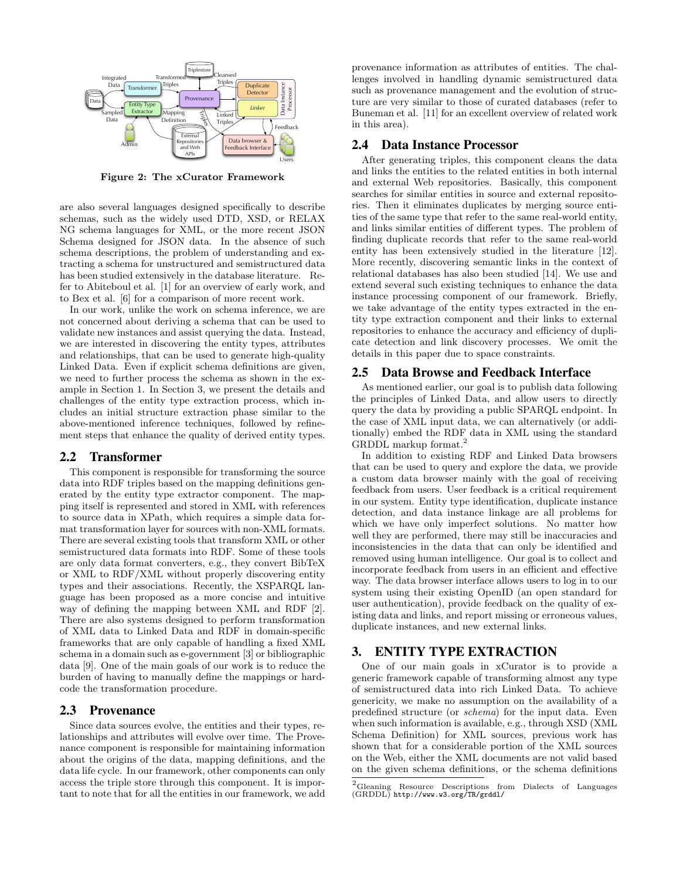Figure 2: The xCurator Framework

are also several languages designed specifically to describe schemas, such as the widely used DTD, XSD, or RELAX NG schema languages for XML, or the more recent JSON Schema designed for JSON data. In the absence of such schema descriptions, the problem of understanding and extracting a schema for unstructured and semistructured data has been studied extensively in the database literature. Refer to Abiteboul et al. [1] for an overview of early work, and to Bex et al. [6] for a comparison of more recent work.

In our work, unlike the work on schema inference, we are not concerned about deriving a schema that can be used to validate new instances and assist querying the data. Instead, we are interested in discovering the entity types, attributes and relationships, that can be used to generate high-quality Linked Data. Even if explicit schema definitions are given, we need to further process the schema as shown in the example in Section 1. In Section 3, we present the details and challenges of the entity type extraction process, which includes an initial structure extraction phase similar to the above-mentioned inference techniques, followed by refinement steps that enhance the quality of derived entity types.

## 2.2 Transformer

This component is responsible for transforming the source data into RDF triples based on the mapping definitions generated by the entity type extractor component. The mapping itself is represented and stored in XML with references to source data in XPath, which requires a simple data format transformation layer for sources with non-XML formats. There are several existing tools that transform XML or other semistructured data formats into RDF. Some of these tools are only data format converters, e.g., they convert BibTeX or XML to RDF/XML without properly discovering entity types and their associations. Recently, the XSPARQL language has been proposed as a more concise and intuitive way of defining the mapping between XML and RDF [2]. There are also systems designed to perform transformation of XML data to Linked Data and RDF in domain-specific frameworks that are only capable of handling a fixed XML schema in a domain such as e-government [3] or bibliographic data [9]. One of the main goals of our work is to reduce the burden of having to manually define the mappings or hard-code the transformation procedure.

## 2.3 Provenance

Since data sources evolve, the entities and their types, relationships and attributes will evolve over time. The Provenance component is responsible for maintaining information about the origins of the data, mapping definitions, and the data life cycle. In our framework, other components can only access the triple store through this component. It is important to note that for all the entities in our framework, we add provenance information as attributes of entities. The challenges involved in handling dynamic semistructured data such as provenance management and the evolution of structure are very similar to those of curated databases (refer to Buneman et al. [11] for an excellent overview of related work in this area).

## 2.4 Data Instance Processor

After generating triples, this component cleans the data and links the entities to the related entities in both internal and external Web repositories. Basically, this component searches for similar entities in source and external repositories. Then it eliminates duplicates by merging source entities of the same type that refer to the same real-world entity, and links similar entities of different types. The problem of finding duplicate records that refer to the same real-world entity has been extensively studied in the literature [12]. More recently, discovering semantic links in the context of relational databases has also been studied [14]. We use and extend several such existing techniques to enhance the data instance processing component of our framework. Briefly, we take advantage of the entity types extracted in the entity type extraction component and their links to external repositories to enhance the accuracy and efficiency of duplicate detection and link discovery processes. We omit the details in this paper due to space constraints.

## 2.5 Data Browse and Feedback Interface

As mentioned earlier, our goal is to publish data following the principles of Linked Data, and allow users to directly query the data by providing a public SPARQL endpoint. In the case of XML input data, we can alternatively (or additionally) embed the RDF data in XML using the standard GRDDL markup format.[2]

In addition to existing RDF and Linked Data browsers that can be used to query and explore the data, we provide a custom data browser mainly with the goal of receiving feedback from users. User feedback is a critical requirement in our system. Entity type identification, duplicate instance detection, and data instance linkage are all problems for which we have only imperfect solutions. No matter how well they are performed, there may still be inaccuracies and inconsistencies in the data that can only be identified and removed using human intelligence. Our goal is to collect and incorporate feedback from users in an efficient and effective way. The data browser interface allows users to log in to our system using their existing OpenID (an open standard for user authentication), provide feedback on the quality of existing data and links, and report missing or erroneous values, duplicate instances, and new external links.

# 3. ENTITY TYPE EXTRACTION

One of our main goals in xCurator is to provide a generic framework capable of transforming almost any type of semistructured data into rich Linked Data. To achieve genericity, we make no assumption on the availability of a predefined structure (or *schema*) for the input data. Even when such information is available, e.g., through XSD (XML Schema Definition) for XML sources, previous work has shown that for a considerable portion of the XML sources on the Web, either the XML documents are not valid based on the given schema definitions, or the schema definitions

[2] Gleaning Resource Descriptions from Dialects of Languages (GRDDL) http://www.w3.org/TR/grddl/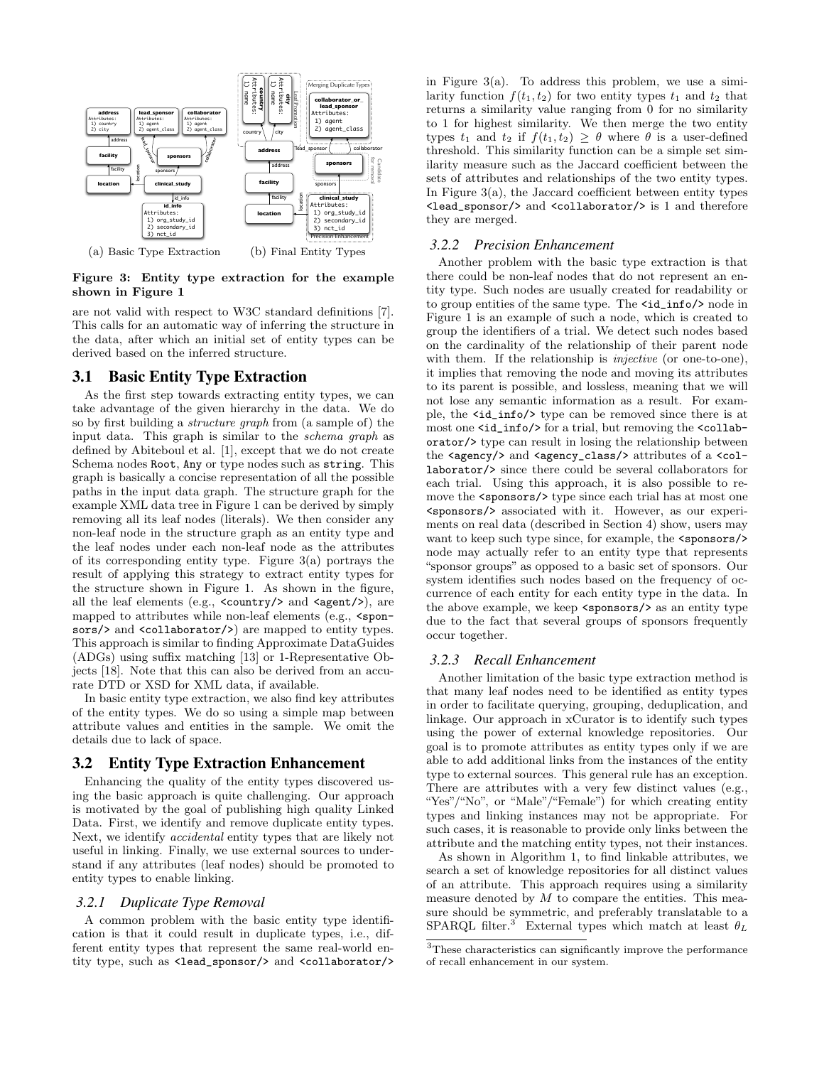(a) Basic Type Extraction (b) Final Entity Types

**Figure 3: Entity type extraction for the example shown in Figure 1**

are not valid with respect to W3C standard definitions [7]. This calls for an automatic way of inferring the structure in the data, after which an initial set of entity types can be derived based on the inferred structure.

## 3.1 Basic Entity Type Extraction

As the first step towards extracting entity types, we can take advantage of the given hierarchy in the data. We do so by first building a *structure graph* from (a sample of) the input data. This graph is similar to the *schema graph* as defined by Abiteboul et al. [1], except that we do not create Schema nodes `Root`, `Any` or type nodes such as `string`. This graph is basically a concise representation of all the possible paths in the input data graph. The structure graph for the example XML data tree in Figure 1 can be derived by simply removing all its leaf nodes (literals). We then consider any non-leaf node in the structure graph as an entity type and the leaf nodes under each non-leaf node as the attributes of its corresponding entity type. Figure 3(a) portrays the result of applying this strategy to extract entity types for the structure shown in Figure 1. As shown in the figure, all the leaf elements (e.g., `<country/>` and `<agent/>`), are mapped to attributes while non-leaf elements (e.g., `<sponsors/>` and `<collaborator/>`) are mapped to entity types. This approach is similar to finding Approximate DataGuides (ADGs) using suffix matching [13] or 1-Representative Objects [18]. Note that this can also be derived from an accurate DTD or XSD for XML data, if available.

In basic entity type extraction, we also find key attributes of the entity types. We do so using a simple map between attribute values and entities in the sample. We omit the details due to lack of space.

## 3.2 Entity Type Extraction Enhancement

Enhancing the quality of the entity types discovered using the basic approach is quite challenging. Our approach is motivated by the goal of publishing high quality Linked Data. First, we identify and remove duplicate entity types. Next, we identify *accidental* entity types that are likely not useful in linking. Finally, we use external sources to understand if any attributes (leaf nodes) should be promoted to entity types to enable linking.

### 3.2.1 Duplicate Type Removal

A common problem with the basic entity type identification is that it could result in duplicate types, i.e., different entity types that represent the same real-world entity type, such as `<lead_sponsor/>` and `<collaborator/>` in Figure 3(a). To address this problem, we use a similarity function $f(t_1, t_2)$ for two entity types $t_1$ and $t_2$ that returns a similarity value ranging from 0 for no similarity to 1 for highest similarity. We then merge the two entity types $t_1$ and $t_2$ if $f(t_1, t_2) \geq \theta$ where $\theta$ is a user-defined threshold. This similarity function can be a simple set similarity measure such as the Jaccard coefficient between the sets of attributes and relationships of the two entity types. In Figure 3(a), the Jaccard coefficient between entity types `<lead_sponsor/>` and `<collaborator/>` is 1 and therefore they are merged.

### 3.2.2 Precision Enhancement

Another problem with the basic type extraction is that there could be non-leaf nodes that do not represent an entity type. Such nodes are usually created for readability or to group entities of the same type. The `<id_info/>` node in Figure 1 is an example of such a node, which is created to group the identifiers of a trial. We detect such nodes based on the cardinality of the relationship of their parent node with them. If the relationship is *injective* (or one-to-one), it implies that removing the node and moving its attributes to its parent is possible, and lossless, meaning that we will not lose any semantic information as a result. For example, the `<id_info/>` type can be removed since there is at most one `<id_info/>` for a trial, but removing the `<collaborator/>` type can result in losing the relationship between the `<agency/>` and `<agency_class/>` attributes of a `<collaborator/>` since there could be several collaborators for each trial. Using this approach, it is also possible to remove the `<sponsors/>` type since each trial has at most one `<sponsors/>` associated with it. However, as our experiments on real data (described in Section 4) show, users may want to keep such type since, for example, the `<sponsors/>` node may actually refer to an entity type that represents "sponsor groups" as opposed to a basic set of sponsors. Our system identifies such nodes based on the frequency of occurrence of each entity for each entity type in the data. In the above example, we keep `<sponsors/>` as an entity type due to the fact that several groups of sponsors frequently occur together.

### 3.2.3 Recall Enhancement

Another limitation of the basic type extraction method is that many leaf nodes need to be identified as entity types in order to facilitate querying, grouping, deduplication, and linkage. Our approach in xCurator is to identify such types using the power of external knowledge repositories. Our goal is to promote attributes as entity types only if we are able to add additional links from the instances of the entity type to external sources. This general rule has an exception. There are attributes with a very few distinct values (e.g., "Yes"/"No", or "Male"/"Female") for which creating entity types and linking instances may not be appropriate. For such cases, it is reasonable to provide only links between the attribute and the matching entity types, not their instances.

As shown in Algorithm 1, to find linkable attributes, we search a set of knowledge repositories for all distinct values of an attribute. This approach requires using a similarity measure denoted by $M$ to compare the entities. This measure should be symmetric, and preferably translatable to a SPARQL filter.[3] External types which match at least $\theta_L$

[3] These characteristics can significantly improve the performance of recall enhancement in our system.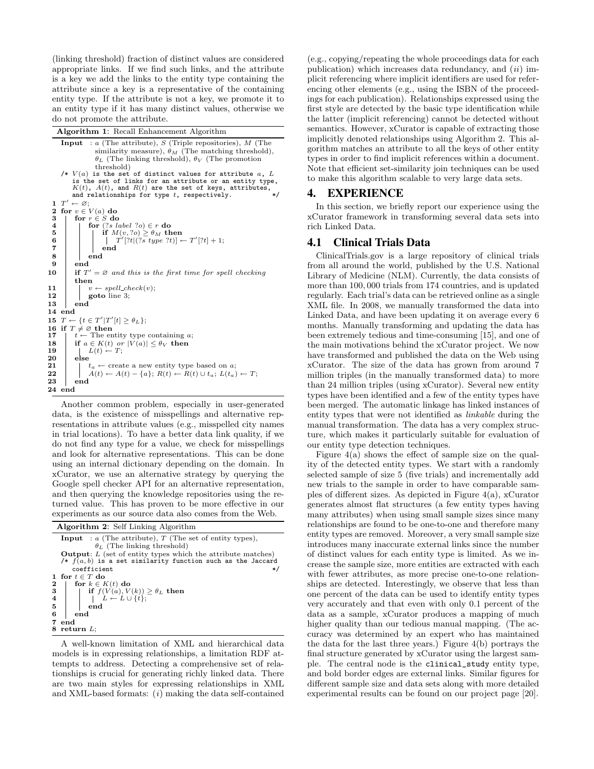(linking threshold) fraction of distinct values are considered appropriate links. If we find such links, and the attribute is a key we add the links to the entity type containing the attribute since a key is a representative of the containing entity type. If the attribute is not a key, we promote it to an entity type if it has many distinct values, otherwise we do not promote the attribute.

**Algorithm 1**: Recall Enhancement Algorithm

```
Input : a (The attribute), S (Triple repositories), M (The
        similarity measure), θ_M (The matching threshold),
        θ_L (The linking threshold), θ_V (The promotion
        threshold)
/* V(a) is the set of distinct values for attribute a, L
   is the set of links for an attribute or an entity type,
   K(t), A(t), and R(t) are the set of keys, attributes,
   and relationships for type t, respectively.           */
1  T' ← ∅;
2  for v ∈ V(a) do
3      for r ∈ S do
4          for (?s label ?o) ∈ r do
5              if M(v, ?o) ≥ θ_M then
6                  T'[?t|(?s type ?t)] ← T'[?t] + 1;
7              end
8          end
9      end
10     if T' = ∅ and this is the first time for spell checking
       then
11         v ← spell_check(v);
12         goto line 3;
13     end
14 end
15 T ← {t ∈ T'|T'[t] ≥ θ_L};
16 if T ≠ ∅ then
17     t ← The entity type containing a;
18     if a ∈ K(t) or |V(a)| ≤ θ_V then
19         L(t) ← T;
20     else
21         t_a ← create a new entity type based on a;
22         A(t) ← A(t) − {a}; R(t) ← R(t) ∪ t_a; L(t_a) ← T;
23     end
24 end
```

Another common problem, especially in user-generated data, is the existence of misspellings and alternative representations in attribute values (e.g., misspelled city names in trial locations). To have a better data link quality, if we do not find any type for a value, we check for misspellings and look for alternative representations. This can be done using an internal dictionary depending on the domain. In xCurator, we use an alternative strategy by querying the Google spell checker API for an alternative representation, and then querying the knowledge repositories using the returned value. This has proven to be more effective in our experiments as our source data also comes from the Web.

**Algorithm 2**: Self Linking Algorithm

```
Input : a (The attribute), T (The set of entity types),
        θ_L (The linking threshold)
Output: L (set of entity types which the attribute matches)
/* f(a, b) is a set similarity function such as the Jaccard
   coefficient                                           */
1 for t ∈ T do
2     for k ∈ K(t) do
3         if f(V(a), V(k)) ≥ θ_L then
4             L ← L ∪ {t};
5         end
6     end
7 end
8 return L;
```

A well-known limitation of XML and hierarchical data models is in expressing relationships, a limitation RDF attempts to address. Detecting a comprehensive set of relationships is crucial for generating richly linked data. There are two main styles for expressing relationships in XML and XML-based formats: (*i*) making the data self-contained (e.g., copying/repeating the whole proceedings data for each publication) which increases data redundancy, and (*ii*) implicit referencing where implicit identifiers are used for referencing other elements (e.g., using the ISBN of the proceedings for each publication). Relationships expressed using the first style are detected by the basic type identification while the latter (implicit referencing) cannot be detected without semantics. However, xCurator is capable of extracting those implicitly denoted relationships using Algorithm 2. This algorithm matches an attribute to all the keys of other entity types in order to find implicit references within a document. Note that efficient set-similarity join techniques can be used to make this algorithm scalable to very large data sets.

## 4. EXPERIENCE

In this section, we briefly report our experience using the xCurator framework in transforming several data sets into rich Linked Data.

### 4.1 Clinical Trials Data

ClinicalTrials.gov is a large repository of clinical trials from all around the world, published by the U.S. National Library of Medicine (NLM). Currently, the data consists of more than 100,000 trials from 174 countries, and is updated regularly. Each trial's data can be retrieved online as a single XML file. In 2008, we manually transformed the data into Linked Data, and have been updating it on average every 6 months. Manually transforming and updating the data has been extremely tedious and time-consuming [15], and one of the main motivations behind the xCurator project. We now have transformed and published the data on the Web using xCurator. The size of the data has grown from around 7 million triples (in the manually transformed data) to more than 24 million triples (using xCurator). Several new entity types have been identified and a few of the entity types have been merged. The automatic linkage has linked instances of entity types that were not identified as *linkable* during the manual transformation. The data has a very complex structure, which makes it particularly suitable for evaluation of our entity type detection techniques.

Figure 4(a) shows the effect of sample size on the quality of the detected entity types. We start with a randomly selected sample of size 5 (five trials) and incrementally add new trials to the sample in order to have comparable samples of different sizes. As depicted in Figure 4(a), xCurator generates almost flat structures (a few entity types having many attributes) when using small sample sizes since many relationships are found to be one-to-one and therefore many entity types are removed. Moreover, a very small sample size introduces many inaccurate external links since the number of distinct values for each entity type is limited. As we increase the sample size, more entities are extracted with each with fewer attributes, as more precise one-to-one relationships are detected. Interestingly, we observe that less than one percent of the data can be used to identify entity types very accurately and that even with only 0.1 percent of the data as a sample, xCurator produces a mapping of much higher quality than our tedious manual mapping. (The accuracy was determined by an expert who has maintained the data for the last three years.) Figure 4(b) portrays the final structure generated by xCurator using the largest sample. The central node is the `clinical_study` entity type, and bold border edges are external links. Similar figures for different sample size and data sets along with more detailed experimental results can be found on our project page [20].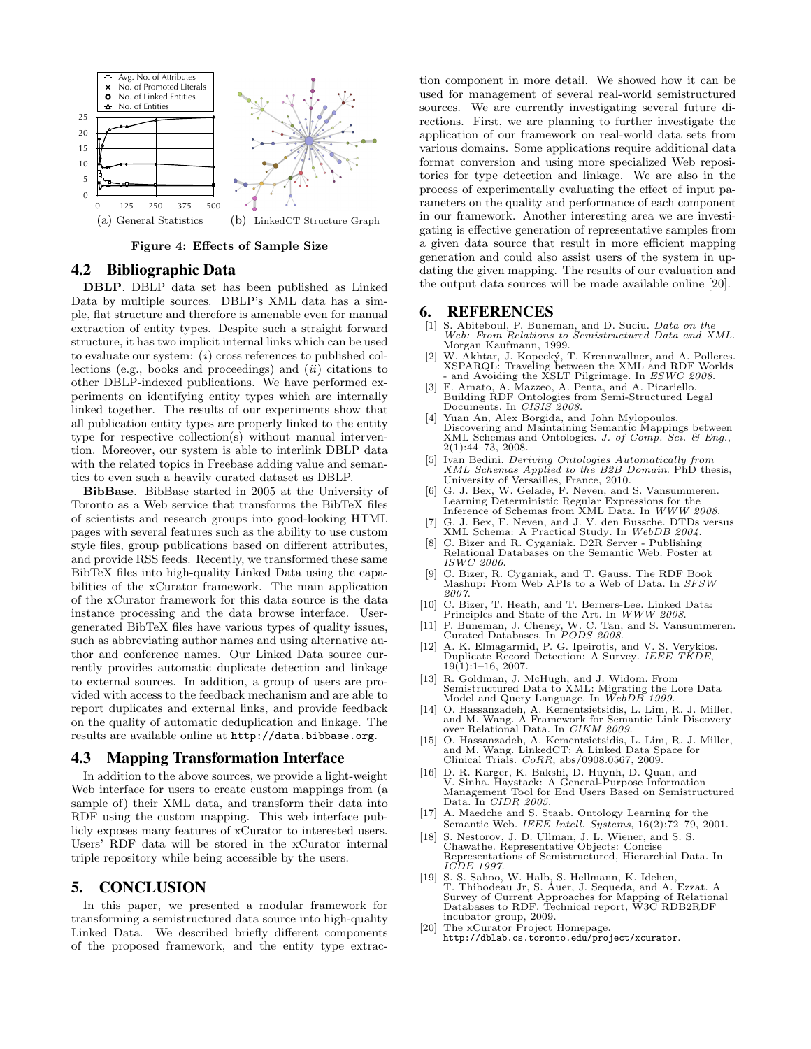Avg. No. of Attributes
No. of Promoted Literals
No. of Linked Entities
No. of Entities

25
20
15
10
5
0

0 125 250 375 500

(a) General Statistics

(b) LinkedCT Structure Graph

**Figure 4: Effects of Sample Size**

### 4.2 Bibliographic Data

**DBLP**. DBLP data set has been published as Linked Data by multiple sources. DBLP's XML data has a simple, flat structure and therefore is amenable even for manual extraction of entity types. Despite such a straight forward structure, it has two implicit internal links which can be used to evaluate our system: (*i*) cross references to published collections (e.g., books and proceedings) and (*ii*) citations to other DBLP-indexed publications. We have performed experiments on identifying entity types which are internally linked together. The results of our experiments show that all publication entity types are properly linked to the entity type for respective collection(s) without manual intervention. Moreover, our system is able to interlink DBLP data with the related topics in Freebase adding value and semantics to even such a heavily curated dataset as DBLP.

**BibBase**. BibBase started in 2005 at the University of Toronto as a Web service that transforms the BibTeX files of scientists and research groups into good-looking HTML pages with several features such as the ability to use custom style files, group publications based on different attributes, and provide RSS feeds. Recently, we transformed these same BibTeX files into high-quality Linked Data using the capabilities of the xCurator framework. The main application of the xCurator framework for this data source is the data instance processing and the data browse interface. User-generated BibTeX files have various types of quality issues, such as abbreviating author names and using alternative author and conference names. Our Linked Data source currently provides automatic duplicate detection and linkage to external sources. In addition, a group of users are provided with access to the feedback mechanism and are able to report duplicates and external links, and provide feedback on the quality of automatic deduplication and linkage. The results are available online at `http://data.bibbase.org`.

### 4.3 Mapping Transformation Interface

In addition to the above sources, we provide a light-weight Web interface for users to create custom mappings from (a sample of) their XML data, and transform their data into RDF using the custom mapping. This web interface publicly exposes many features of xCurator to interested users. Users' RDF data will be stored in the xCurator internal triple repository while being accessible by the users.

## 5. CONCLUSION

In this paper, we presented a modular framework for transforming a semistructured data source into high-quality Linked Data. We described briefly different components of the proposed framework, and the entity type extraction component in more detail. We showed how it can be used for management of several real-world semistructured sources. We are currently investigating several future directions. First, we are planning to further investigate the application of our framework on real-world data sets from various domains. Some applications require additional data format conversion and using more specialized Web repositories for type detection and linkage. We are also in the process of experimentally evaluating the effect of input parameters on the quality and performance of each component in our framework. Another interesting area we are investigating is effective generation of representative samples from a given data source that result in more efficient mapping generation and could also assist users of the system in updating the given mapping. The results of our evaluation and the output data sources will be made available online [20].

## 6. REFERENCES

[1] S. Abiteboul, P. Buneman, and D. Suciu. *Data on the Web: From Relations to Semistructured Data and XML*. Morgan Kaufmann, 1999.

[2] W. Akhtar, J. Kopecký, T. Krennwallner, and A. Polleres. XSPARQL: Traveling between the XML and RDF Worlds - and Avoiding the XSLT Pilgrimage. In *ESWC 2008*.

[3] F. Amato, A. Mazzeo, A. Penta, and A. Picariello. Building RDF Ontologies from Semi-Structured Legal Documents. In *CISIS 2008*.

[4] Yuan An, Alex Borgida, and John Mylopoulos. Discovering and Maintaining Semantic Mappings between XML Schemas and Ontologies. *J. of Comp. Sci. & Eng.*, 2(1):44–73, 2008.

[5] Ivan Bedini. *Deriving Ontologies Automatically from XML Schemas Applied to the B2B Domain*. PhD thesis, University of Versailles, France, 2010.

[6] G. J. Bex, W. Gelade, F. Neven, and S. Vansummeren. Learning Deterministic Regular Expressions for the Inference of Schemas from XML Data. In *WWW 2008*.

[7] G. J. Bex, F. Neven, and J. V. den Bussche. DTDs versus XML Schema: A Practical Study. In *WebDB 2004*.

[8] C. Bizer and R. Cyganiak. D2R Server - Publishing Relational Databases on the Semantic Web. Poster at *ISWC 2006*.

[9] C. Bizer, R. Cyganiak, and T. Gauss. The RDF Book Mashup: From Web APIs to a Web of Data. In *SFSW 2007*.

[10] C. Bizer, T. Heath, and T. Berners-Lee. Linked Data: Principles and State of the Art. In *WWW 2008*.

[11] P. Buneman, J. Cheney, W. C. Tan, and S. Vansummeren. Curated Databases. In *PODS 2008*.

[12] A. K. Elmagarmid, P. G. Ipeirotis, and V. S. Verykios. Duplicate Record Detection: A Survey. *IEEE TKDE*, 19(1):1–16, 2007.

[13] R. Goldman, J. McHugh, and J. Widom. From Semistructured Data to XML: Migrating the Lore Data Model and Query Language. In *WebDB 1999*.

[14] O. Hassanzadeh, A. Kementsietsidis, L. Lim, R. J. Miller, and M. Wang. A Framework for Semantic Link Discovery over Relational Data. In *CIKM 2009*.

[15] O. Hassanzadeh, A. Kementsietsidis, L. Lim, R. J. Miller, and M. Wang. LinkedCT: A Linked Data Space for Clinical Trials. *CoRR*, abs/0908.0567, 2009.

[16] D. R. Karger, K. Bakshi, D. Huynh, D. Quan, and V. Sinha. Haystack: A General-Purpose Information Management Tool for End Users Based on Semistructured Data. In *CIDR 2005*.

[17] A. Maedche and S. Staab. Ontology Learning for the Semantic Web. *IEEE Intell. Systems*, 16(2):72–79, 2001.

[18] S. Nestorov, J. D. Ullman, J. L. Wiener, and S. S. Chawathe. Representative Objects: Concise Representations of Semistructured, Hierarchial Data. In *ICDE 1997*.

[19] S. S. Sahoo, W. Halb, S. Hellmann, K. Idehen, T. Thibodeau Jr, S. Auer, J. Sequeda, and A. Ezzat. A Survey of Current Approaches for Mapping of Relational Databases to RDF. Technical report, W3C RDB2RDF incubator group, 2009.

[20] The xCurator Project Homepage. `http://dblab.cs.toronto.edu/project/xcurator`.